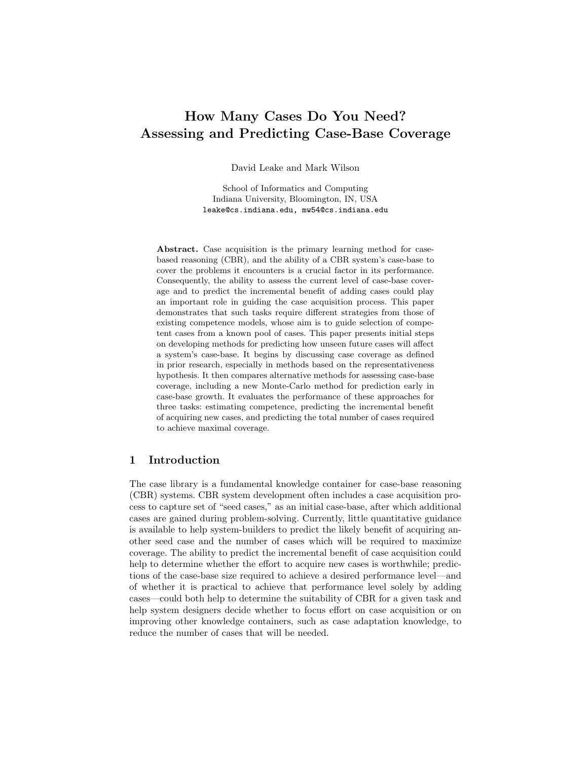# How Many Cases Do You Need? Assessing and Predicting Case-Base Coverage

David Leake and Mark Wilson

School of Informatics and Computing
Indiana University, Bloomington, IN, USA
leake@cs.indiana.edu, mw54@cs.indiana.edu

**Abstract.** Case acquisition is the primary learning method for case-based reasoning (CBR), and the ability of a CBR system's case-base to cover the problems it encounters is a crucial factor in its performance. Consequently, the ability to assess the current level of case-base coverage and to predict the incremental benefit of adding cases could play an important role in guiding the case acquisition process. This paper demonstrates that such tasks require different strategies from those of existing competence models, whose aim is to guide selection of competent cases from a known pool of cases. This paper presents initial steps on developing methods for predicting how unseen future cases will affect a system's case-base. It begins by discussing case coverage as defined in prior research, especially in methods based on the representativeness hypothesis. It then compares alternative methods for assessing case-base coverage, including a new Monte-Carlo method for prediction early in case-base growth. It evaluates the performance of these approaches for three tasks: estimating competence, predicting the incremental benefit of acquiring new cases, and predicting the total number of cases required to achieve maximal coverage.

## 1 Introduction

The case library is a fundamental knowledge container for case-base reasoning (CBR) systems. CBR system development often includes a case acquisition process to capture set of "seed cases," as an initial case-base, after which additional cases are gained during problem-solving. Currently, little quantitative guidance is available to help system-builders to predict the likely benefit of acquiring another seed case and the number of cases which will be required to maximize coverage. The ability to predict the incremental benefit of case acquisition could help to determine whether the effort to acquire new cases is worthwhile; predictions of the case-base size required to achieve a desired performance level—and of whether it is practical to achieve that performance level solely by adding cases—could both help to determine the suitability of CBR for a given task and help system designers decide whether to focus effort on case acquisition or on improving other knowledge containers, such as case adaptation knowledge, to reduce the number of cases that will be needed.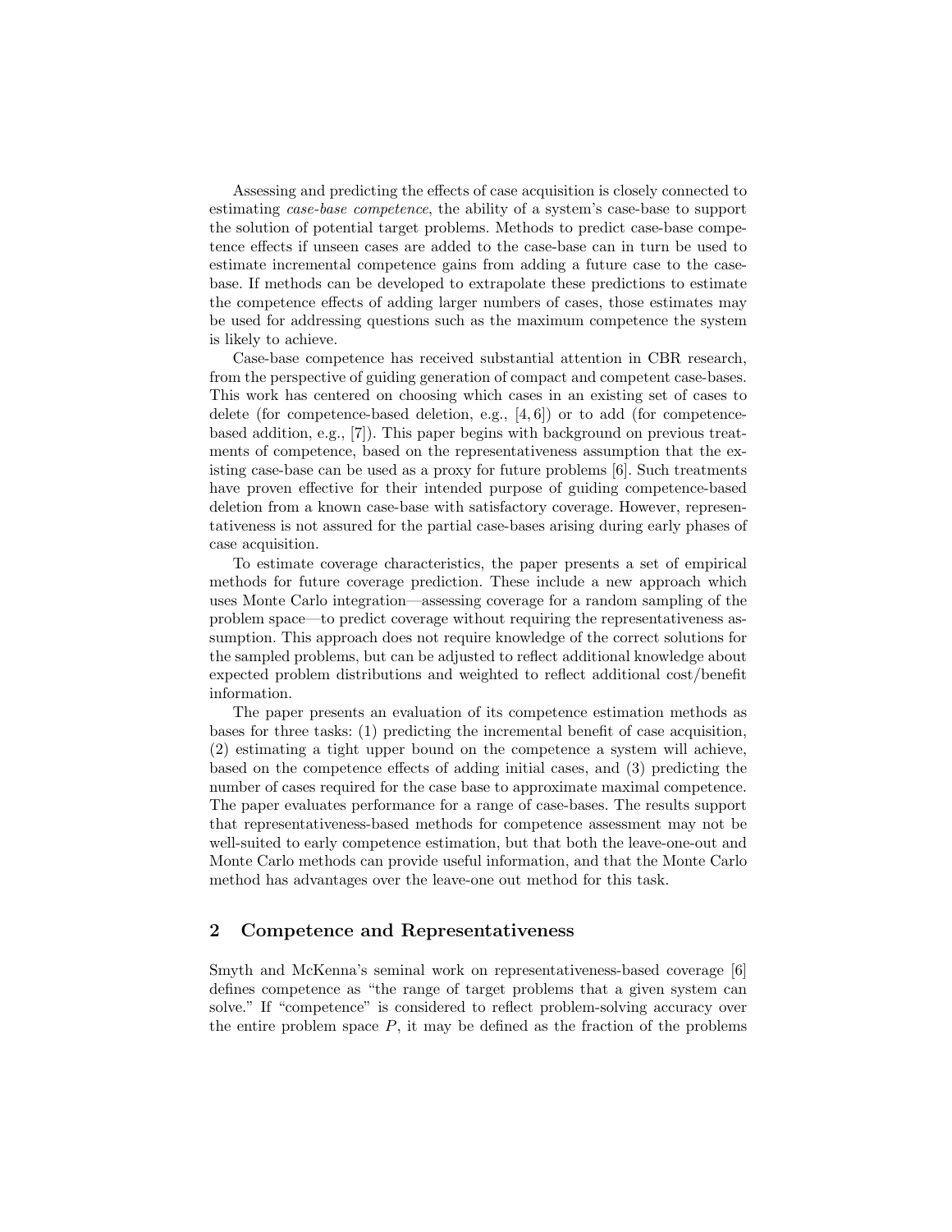Assessing and predicting the effects of case acquisition is closely connected to estimating *case-base competence*, the ability of a system's case-base to support the solution of potential target problems. Methods to predict case-base competence effects if unseen cases are added to the case-base can in turn be used to estimate incremental competence gains from adding a future case to the case-base. If methods can be developed to extrapolate these predictions to estimate the competence effects of adding larger numbers of cases, those estimates may be used for addressing questions such as the maximum competence the system is likely to achieve.

Case-base competence has received substantial attention in CBR research, from the perspective of guiding generation of compact and competent case-bases. This work has centered on choosing which cases in an existing set of cases to delete (for competence-based deletion, e.g., [4, 6]) or to add (for competence-based addition, e.g., [7]). This paper begins with background on previous treatments of competence, based on the representativeness assumption that the existing case-base can be used as a proxy for future problems [6]. Such treatments have proven effective for their intended purpose of guiding competence-based deletion from a known case-base with satisfactory coverage. However, representativeness is not assured for the partial case-bases arising during early phases of case acquisition.

To estimate coverage characteristics, the paper presents a set of empirical methods for future coverage prediction. These include a new approach which uses Monte Carlo integration—assessing coverage for a random sampling of the problem space—to predict coverage without requiring the representativeness assumption. This approach does not require knowledge of the correct solutions for the sampled problems, but can be adjusted to reflect additional knowledge about expected problem distributions and weighted to reflect additional cost/benefit information.

The paper presents an evaluation of its competence estimation methods as bases for three tasks: (1) predicting the incremental benefit of case acquisition, (2) estimating a tight upper bound on the competence a system will achieve, based on the competence effects of adding initial cases, and (3) predicting the number of cases required for the case base to approximate maximal competence. The paper evaluates performance for a range of case-bases. The results support that representativeness-based methods for competence assessment may not be well-suited to early competence estimation, but that both the leave-one-out and Monte Carlo methods can provide useful information, and that the Monte Carlo method has advantages over the leave-one out method for this task.

## 2 Competence and Representativeness

Smyth and McKenna's seminal work on representativeness-based coverage [6] defines competence as "the range of target problems that a given system can solve." If "competence" is considered to reflect problem-solving accuracy over the entire problem space $P$, it may be defined as the fraction of the problems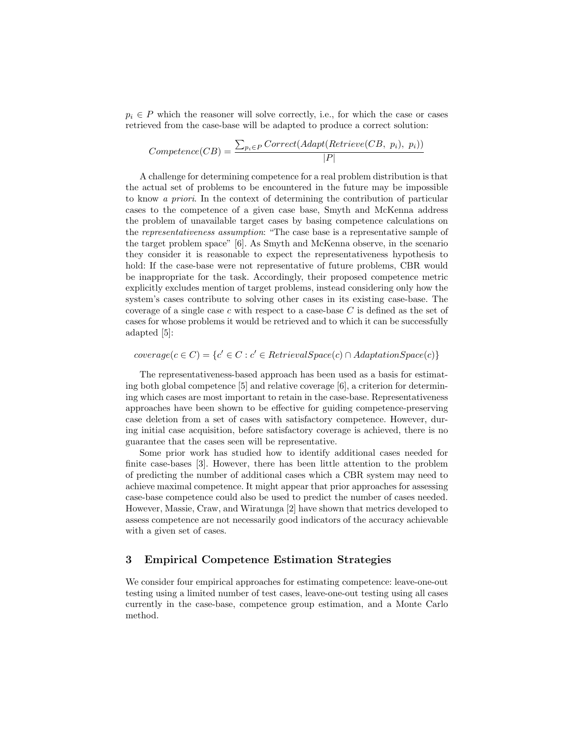$p_i \in P$ which the reasoner will solve correctly, i.e., for which the case or cases retrieved from the case-base will be adapted to produce a correct solution:

$$Competence(CB) = \frac{\sum_{p_i \in P} Correct(Adapt(Retrieve(CB,\ p_i),\ p_i))}{|P|}$$

A challenge for determining competence for a real problem distribution is that the actual set of problems to be encountered in the future may be impossible to know *a priori*. In the context of determining the contribution of particular cases to the competence of a given case base, Smyth and McKenna address the problem of unavailable target cases by basing competence calculations on the *representativeness assumption*: "The case base is a representative sample of the target problem space" [6]. As Smyth and McKenna observe, in the scenario they consider it is reasonable to expect the representativeness hypothesis to hold: If the case-base were not representative of future problems, CBR would be inappropriate for the task. Accordingly, their proposed competence metric explicitly excludes mention of target problems, instead considering only how the system's cases contribute to solving other cases in its existing case-base. The coverage of a single case $c$ with respect to a case-base $C$ is defined as the set of cases for whose problems it would be retrieved and to which it can be successfully adapted [5]:

$$coverage(c \in C) = \{c' \in C : c' \in RetrievalSpace(c) \cap AdaptationSpace(c)\}$$

The representativeness-based approach has been used as a basis for estimating both global competence [5] and relative coverage [6], a criterion for determining which cases are most important to retain in the case-base. Representativeness approaches have been shown to be effective for guiding competence-preserving case deletion from a set of cases with satisfactory competence. However, during initial case acquisition, before satisfactory coverage is achieved, there is no guarantee that the cases seen will be representative.

Some prior work has studied how to identify additional cases needed for finite case-bases [3]. However, there has been little attention to the problem of predicting the number of additional cases which a CBR system may need to achieve maximal competence. It might appear that prior approaches for assessing case-base competence could also be used to predict the number of cases needed. However, Massie, Craw, and Wiratunga [2] have shown that metrics developed to assess competence are not necessarily good indicators of the accuracy achievable with a given set of cases.

## 3 Empirical Competence Estimation Strategies

We consider four empirical approaches for estimating competence: leave-one-out testing using a limited number of test cases, leave-one-out testing using all cases currently in the case-base, competence group estimation, and a Monte Carlo method.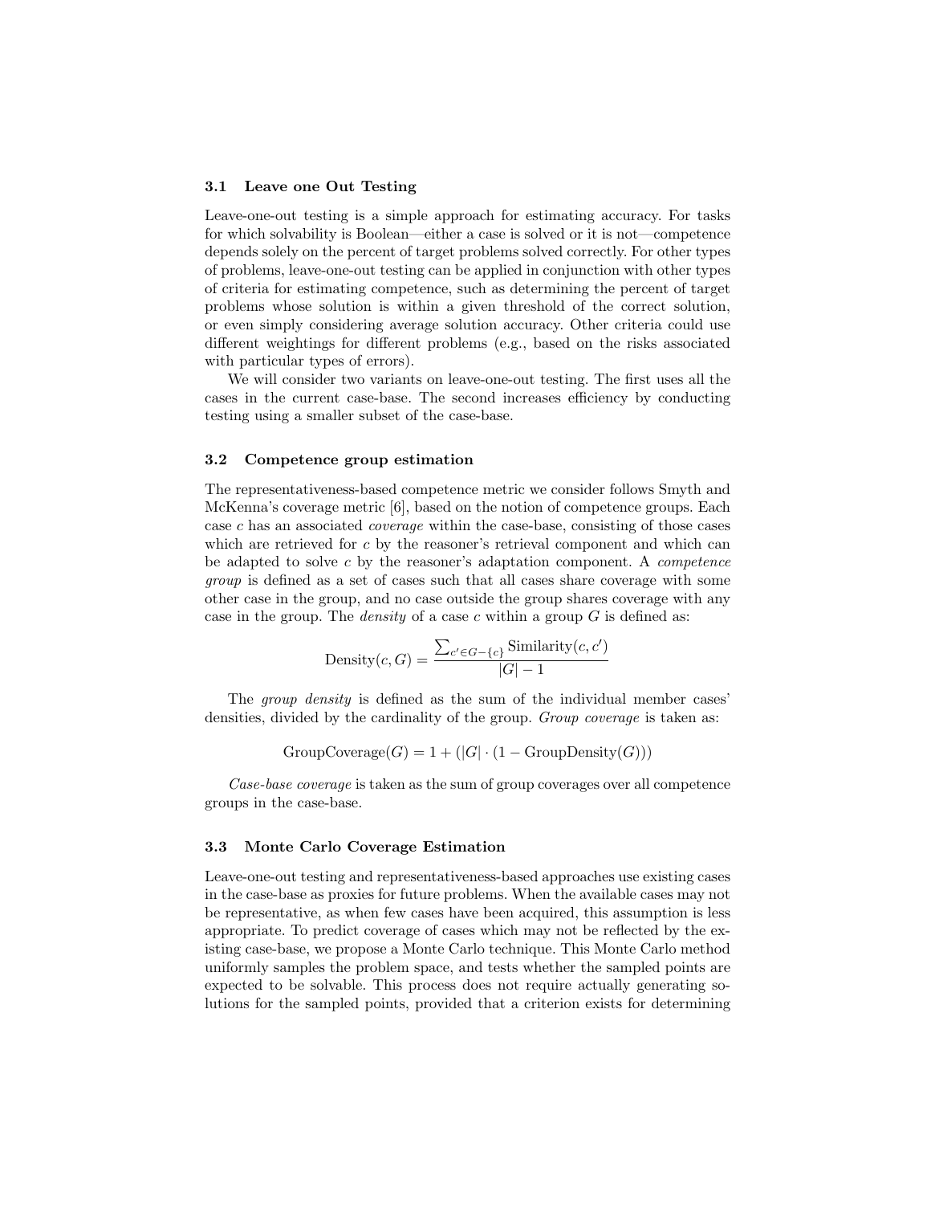### 3.1 Leave one Out Testing

Leave-one-out testing is a simple approach for estimating accuracy. For tasks for which solvability is Boolean—either a case is solved or it is not—competence depends solely on the percent of target problems solved correctly. For other types of problems, leave-one-out testing can be applied in conjunction with other types of criteria for estimating competence, such as determining the percent of target problems whose solution is within a given threshold of the correct solution, or even simply considering average solution accuracy. Other criteria could use different weightings for different problems (e.g., based on the risks associated with particular types of errors).

We will consider two variants on leave-one-out testing. The first uses all the cases in the current case-base. The second increases efficiency by conducting testing using a smaller subset of the case-base.

### 3.2 Competence group estimation

The representativeness-based competence metric we consider follows Smyth and McKenna's coverage metric [6], based on the notion of competence groups. Each case $c$ has an associated *coverage* within the case-base, consisting of those cases which are retrieved for $c$ by the reasoner's retrieval component and which can be adapted to solve $c$ by the reasoner's adaptation component. A *competence group* is defined as a set of cases such that all cases share coverage with some other case in the group, and no case outside the group shares coverage with any case in the group. The *density* of a case $c$ within a group $G$ is defined as:

$$\text{Density}(c, G) = \frac{\sum_{c' \in G - \{c\}} \text{Similarity}(c, c')}{|G| - 1}$$

The *group density* is defined as the sum of the individual member cases' densities, divided by the cardinality of the group. *Group coverage* is taken as:

$$\text{GroupCoverage}(G) = 1 + (|G| \cdot (1 - \text{GroupDensity}(G)))$$

*Case-base coverage* is taken as the sum of group coverages over all competence groups in the case-base.

### 3.3 Monte Carlo Coverage Estimation

Leave-one-out testing and representativeness-based approaches use existing cases in the case-base as proxies for future problems. When the available cases may not be representative, as when few cases have been acquired, this assumption is less appropriate. To predict coverage of cases which may not be reflected by the existing case-base, we propose a Monte Carlo technique. This Monte Carlo method uniformly samples the problem space, and tests whether the sampled points are expected to be solvable. This process does not require actually generating solutions for the sampled points, provided that a criterion exists for determining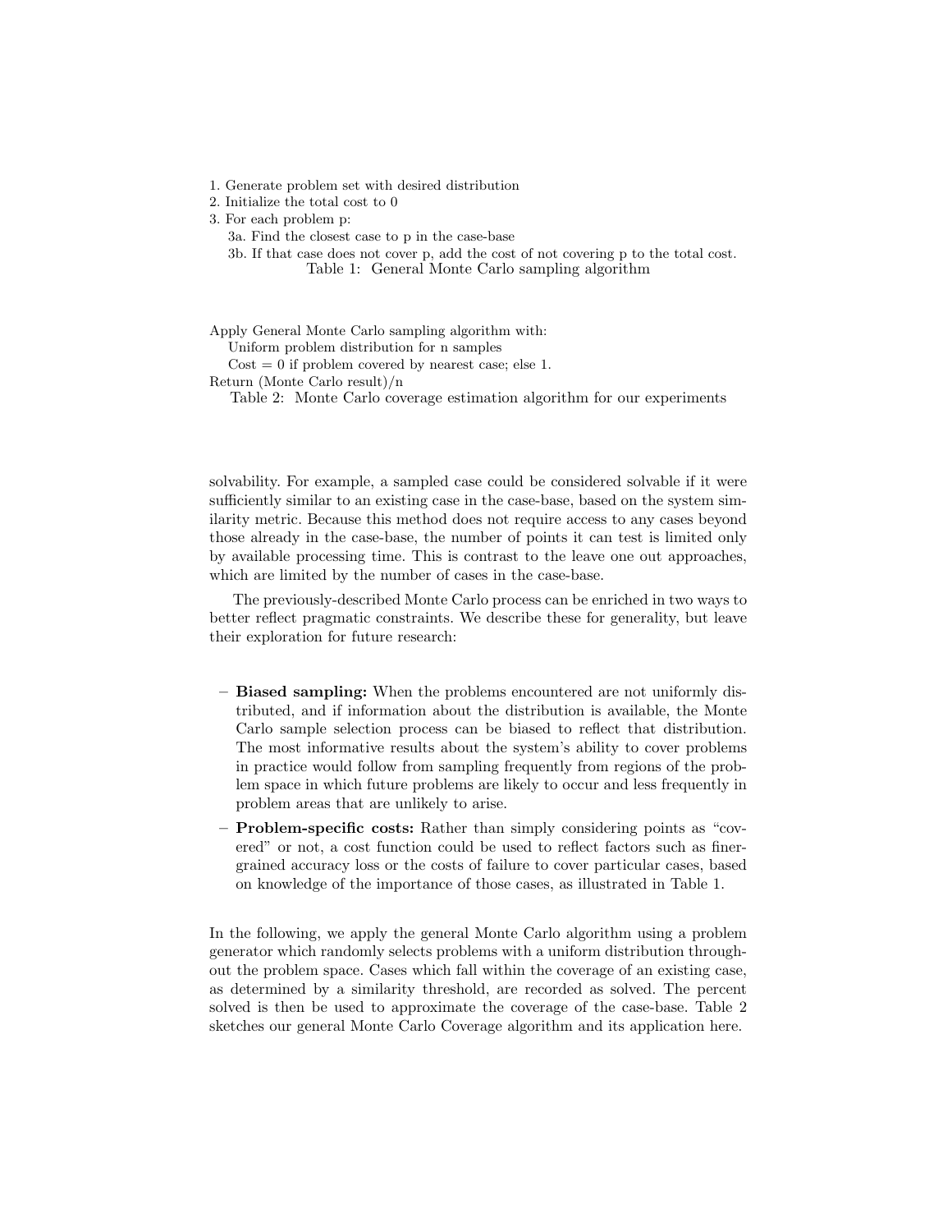1. Generate problem set with desired distribution
2. Initialize the total cost to 0
3. For each problem p:
   3a. Find the closest case to p in the case-base
   3b. If that case does not cover p, add the cost of not covering p to the total cost.

Table 1: General Monte Carlo sampling algorithm

Apply General Monte Carlo sampling algorithm with:
   Uniform problem distribution for n samples
   Cost = 0 if problem covered by nearest case; else 1.
Return (Monte Carlo result)/n

Table 2: Monte Carlo coverage estimation algorithm for our experiments

solvability. For example, a sampled case could be considered solvable if it were sufficiently similar to an existing case in the case-base, based on the system similarity metric. Because this method does not require access to any cases beyond those already in the case-base, the number of points it can test is limited only by available processing time. This is contrast to the leave one out approaches, which are limited by the number of cases in the case-base.

The previously-described Monte Carlo process can be enriched in two ways to better reflect pragmatic constraints. We describe these for generality, but leave their exploration for future research:

- **Biased sampling:** When the problems encountered are not uniformly distributed, and if information about the distribution is available, the Monte Carlo sample selection process can be biased to reflect that distribution. The most informative results about the system's ability to cover problems in practice would follow from sampling frequently from regions of the problem space in which future problems are likely to occur and less frequently in problem areas that are unlikely to arise.
- **Problem-specific costs:** Rather than simply considering points as "covered" or not, a cost function could be used to reflect factors such as finer-grained accuracy loss or the costs of failure to cover particular cases, based on knowledge of the importance of those cases, as illustrated in Table 1.

In the following, we apply the general Monte Carlo algorithm using a problem generator which randomly selects problems with a uniform distribution throughout the problem space. Cases which fall within the coverage of an existing case, as determined by a similarity threshold, are recorded as solved. The percent solved is then be used to approximate the coverage of the case-base. Table 2 sketches our general Monte Carlo Coverage algorithm and its application here.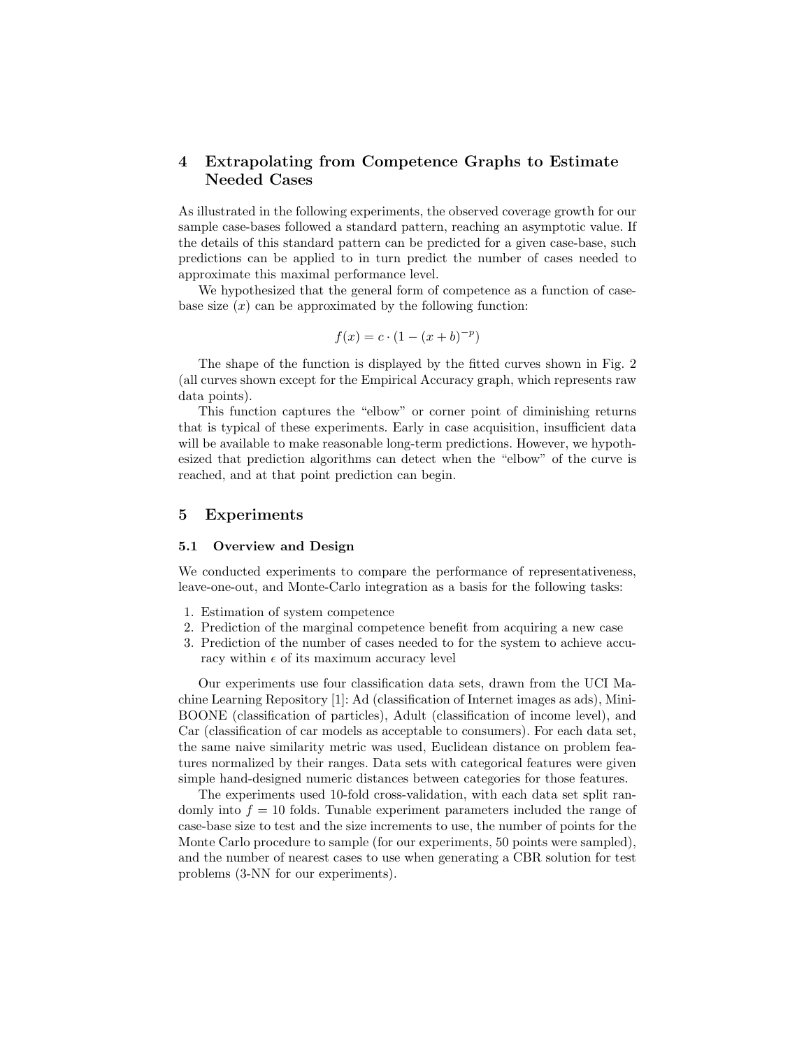## 4 Extrapolating from Competence Graphs to Estimate Needed Cases

As illustrated in the following experiments, the observed coverage growth for our sample case-bases followed a standard pattern, reaching an asymptotic value. If the details of this standard pattern can be predicted for a given case-base, such predictions can be applied to in turn predict the number of cases needed to approximate this maximal performance level.

We hypothesized that the general form of competence as a function of case-base size ($x$) can be approximated by the following function:

$$f(x) = c \cdot (1 - (x + b)^{-p})$$

The shape of the function is displayed by the fitted curves shown in Fig. 2 (all curves shown except for the Empirical Accuracy graph, which represents raw data points).

This function captures the "elbow" or corner point of diminishing returns that is typical of these experiments. Early in case acquisition, insufficient data will be available to make reasonable long-term predictions. However, we hypothesized that prediction algorithms can detect when the "elbow" of the curve is reached, and at that point prediction can begin.

## 5 Experiments

### 5.1 Overview and Design

We conducted experiments to compare the performance of representativeness, leave-one-out, and Monte-Carlo integration as a basis for the following tasks:

1. Estimation of system competence
2. Prediction of the marginal competence benefit from acquiring a new case
3. Prediction of the number of cases needed to for the system to achieve accuracy within $\epsilon$ of its maximum accuracy level

Our experiments use four classification data sets, drawn from the UCI Machine Learning Repository [1]: Ad (classification of Internet images as ads), MiniBOONE (classification of particles), Adult (classification of income level), and Car (classification of car models as acceptable to consumers). For each data set, the same naive similarity metric was used, Euclidean distance on problem features normalized by their ranges. Data sets with categorical features were given simple hand-designed numeric distances between categories for those features.

The experiments used 10-fold cross-validation, with each data set split randomly into $f = 10$ folds. Tunable experiment parameters included the range of case-base size to test and the size increments to use, the number of points for the Monte Carlo procedure to sample (for our experiments, 50 points were sampled), and the number of nearest cases to use when generating a CBR solution for test problems (3-NN for our experiments).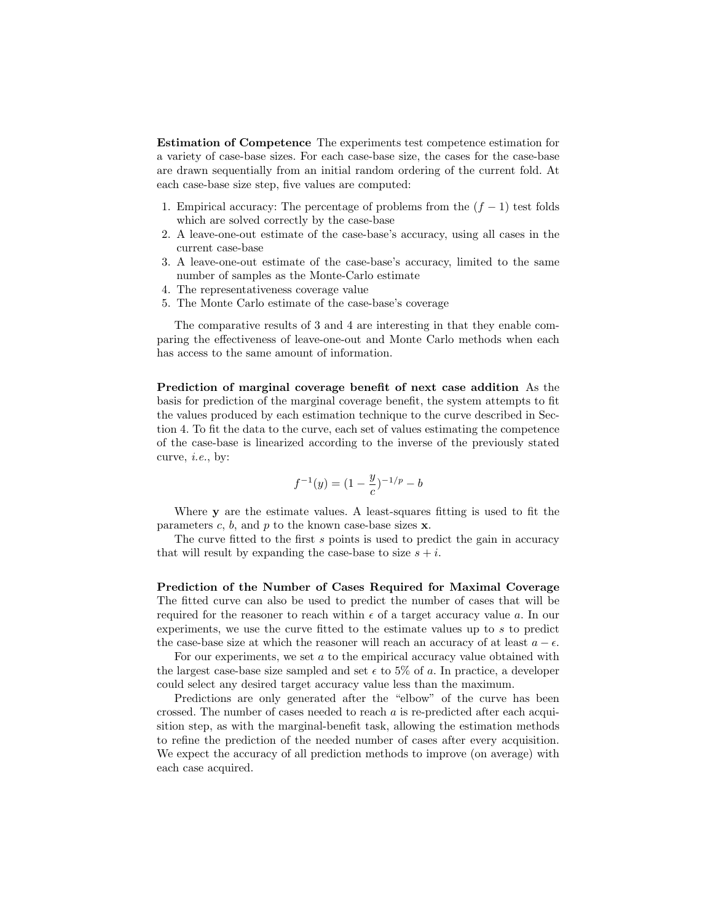**Estimation of Competence** The experiments test competence estimation for a variety of case-base sizes. For each case-base size, the cases for the case-base are drawn sequentially from an initial random ordering of the current fold. At each case-base size step, five values are computed:

1. Empirical accuracy: The percentage of problems from the $(f-1)$ test folds which are solved correctly by the case-base
2. A leave-one-out estimate of the case-base's accuracy, using all cases in the current case-base
3. A leave-one-out estimate of the case-base's accuracy, limited to the same number of samples as the Monte-Carlo estimate
4. The representativeness coverage value
5. The Monte Carlo estimate of the case-base's coverage

The comparative results of 3 and 4 are interesting in that they enable comparing the effectiveness of leave-one-out and Monte Carlo methods when each has access to the same amount of information.

**Prediction of marginal coverage benefit of next case addition** As the basis for prediction of the marginal coverage benefit, the system attempts to fit the values produced by each estimation technique to the curve described in Section 4. To fit the data to the curve, each set of values estimating the competence of the case-base is linearized according to the inverse of the previously stated curve, *i.e.*, by:

$$f^{-1}(y) = (1 - \frac{y}{c})^{-1/p} - b$$

Where $\mathbf{y}$ are the estimate values. A least-squares fitting is used to fit the parameters $c$, $b$, and $p$ to the known case-base sizes $\mathbf{x}$.

The curve fitted to the first $s$ points is used to predict the gain in accuracy that will result by expanding the case-base to size $s + i$.

**Prediction of the Number of Cases Required for Maximal Coverage** The fitted curve can also be used to predict the number of cases that will be required for the reasoner to reach within $\epsilon$ of a target accuracy value $a$. In our experiments, we use the curve fitted to the estimate values up to $s$ to predict the case-base size at which the reasoner will reach an accuracy of at least $a - \epsilon$.

For our experiments, we set $a$ to the empirical accuracy value obtained with the largest case-base size sampled and set $\epsilon$ to 5% of $a$. In practice, a developer could select any desired target accuracy value less than the maximum.

Predictions are only generated after the "elbow" of the curve has been crossed. The number of cases needed to reach $a$ is re-predicted after each acquisition step, as with the marginal-benefit task, allowing the estimation methods to refine the prediction of the needed number of cases after every acquisition. We expect the accuracy of all prediction methods to improve (on average) with each case acquired.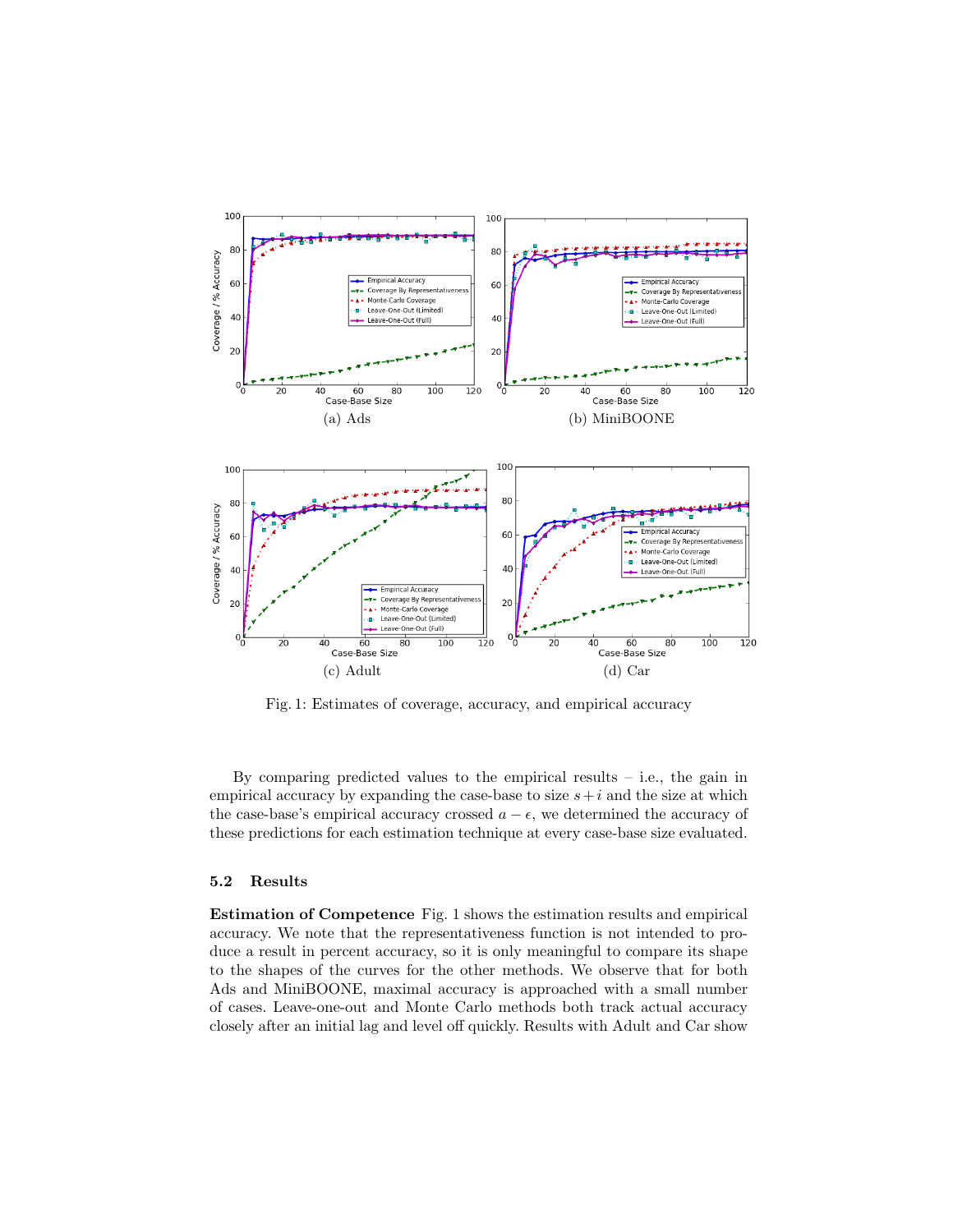(a) Ads

(b) MiniBOONE

(c) Adult

(d) Car

Fig. 1: Estimates of coverage, accuracy, and empirical accuracy

By comparing predicted values to the empirical results – i.e., the gain in empirical accuracy by expanding the case-base to size $s + i$ and the size at which the case-base's empirical accuracy crossed $a - \epsilon$, we determined the accuracy of these predictions for each estimation technique at every case-base size evaluated.

### 5.2 Results

**Estimation of Competence** Fig. 1 shows the estimation results and empirical accuracy. We note that the representativeness function is not intended to produce a result in percent accuracy, so it is only meaningful to compare its shape to the shapes of the curves for the other methods. We observe that for both Ads and MiniBOONE, maximal accuracy is approached with a small number of cases. Leave-one-out and Monte Carlo methods both track actual accuracy closely after an initial lag and level off quickly. Results with Adult and Car show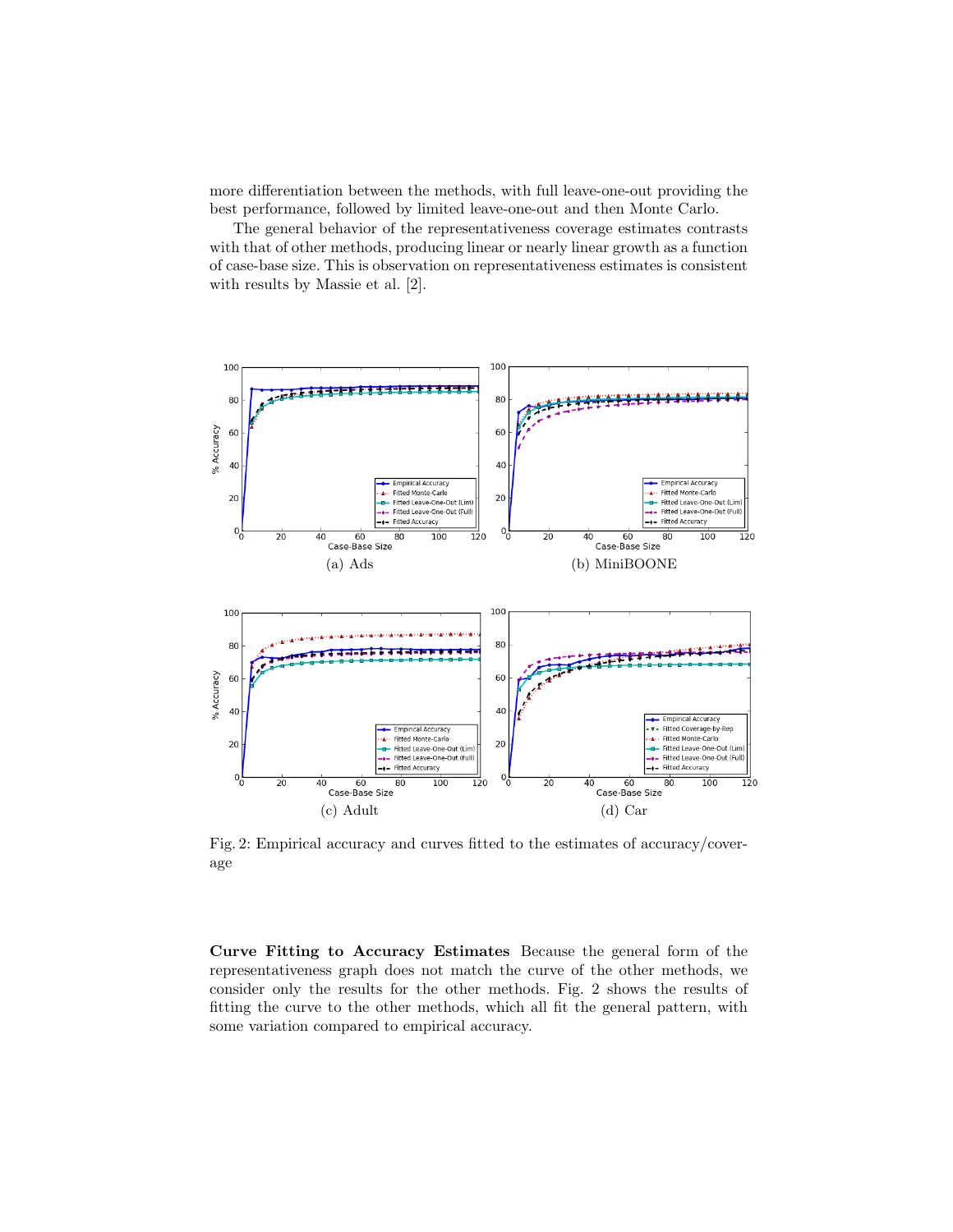more differentiation between the methods, with full leave-one-out providing the best performance, followed by limited leave-one-out and then Monte Carlo.

The general behavior of the representativeness coverage estimates contrasts with that of other methods, producing linear or nearly linear growth as a function of case-base size. This is observation on representativeness estimates is consistent with results by Massie et al. [2].

(a) Ads

(b) MiniBOONE

(c) Adult

(d) Car

Fig. 2: Empirical accuracy and curves fitted to the estimates of accuracy/coverage

**Curve Fitting to Accuracy Estimates** Because the general form of the representativeness graph does not match the curve of the other methods, we consider only the results for the other methods. Fig. 2 shows the results of fitting the curve to the other methods, which all fit the general pattern, with some variation compared to empirical accuracy.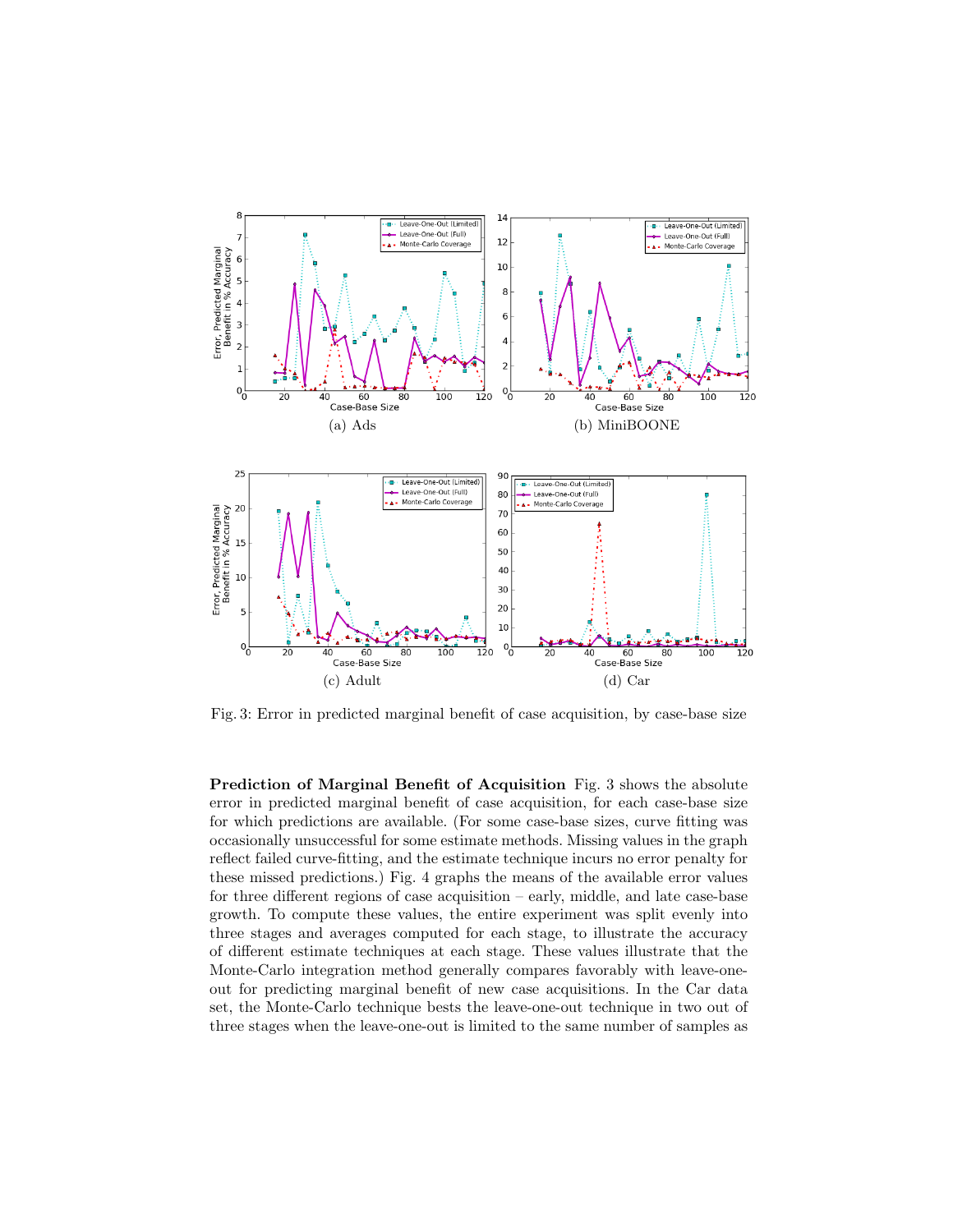(a) Ads

(b) MiniBOONE

(c) Adult

(d) Car

Fig. 3: Error in predicted marginal benefit of case acquisition, by case-base size

**Prediction of Marginal Benefit of Acquisition** Fig. 3 shows the absolute error in predicted marginal benefit of case acquisition, for each case-base size for which predictions are available. (For some case-base sizes, curve fitting was occasionally unsuccessful for some estimate methods. Missing values in the graph reflect failed curve-fitting, and the estimate technique incurs no error penalty for these missed predictions.) Fig. 4 graphs the means of the available error values for three different regions of case acquisition – early, middle, and late case-base growth. To compute these values, the entire experiment was split evenly into three stages and averages computed for each stage, to illustrate the accuracy of different estimate techniques at each stage. These values illustrate that the Monte-Carlo integration method generally compares favorably with leave-one-out for predicting marginal benefit of new case acquisitions. In the Car data set, the Monte-Carlo technique bests the leave-one-out technique in two out of three stages when the leave-one-out is limited to the same number of samples as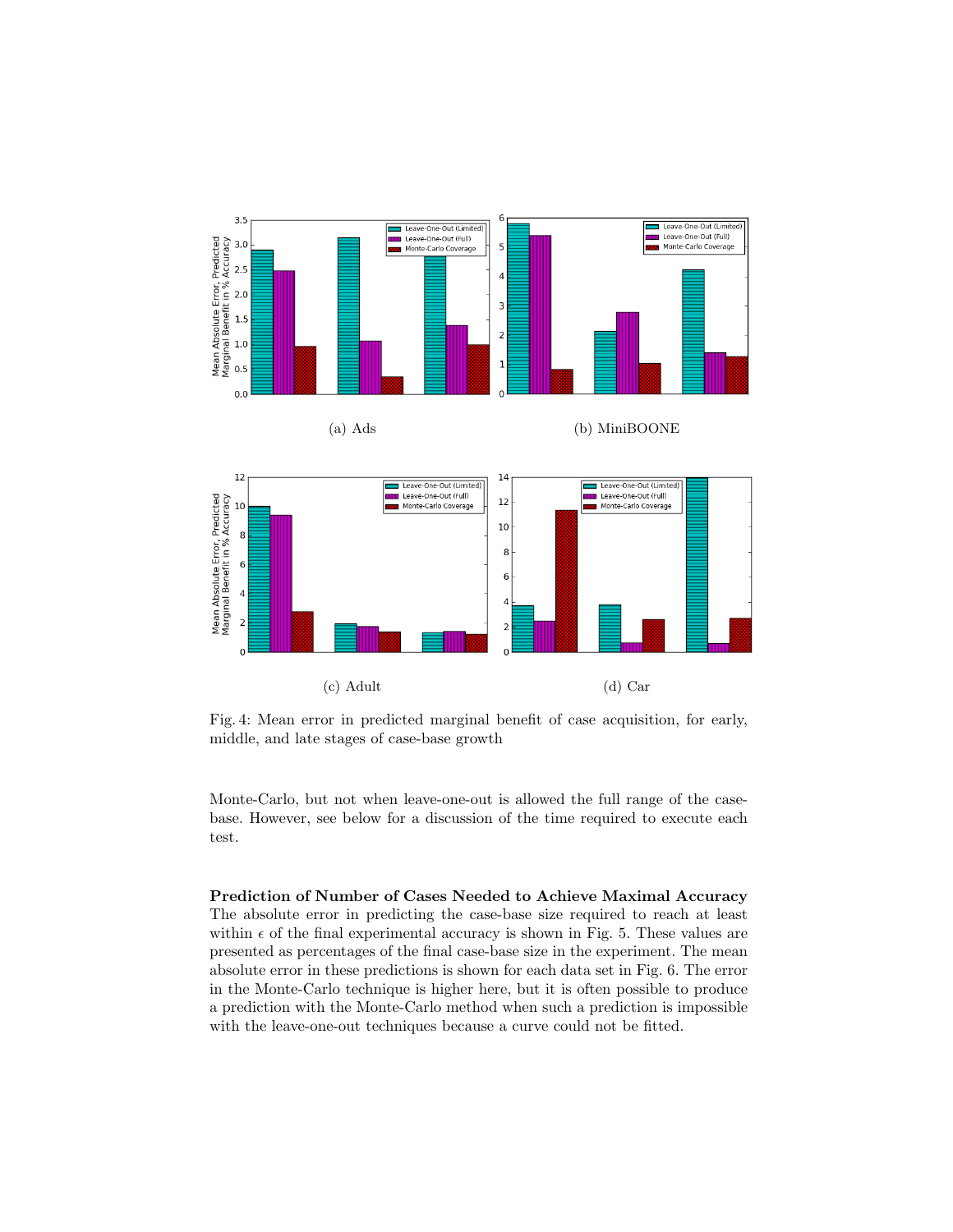(a) Ads

(b) MiniBOONE

(c) Adult

(d) Car

Fig. 4: Mean error in predicted marginal benefit of case acquisition, for early, middle, and late stages of case-base growth

Monte-Carlo, but not when leave-one-out is allowed the full range of the case-base. However, see below for a discussion of the time required to execute each test.

**Prediction of Number of Cases Needed to Achieve Maximal Accuracy** The absolute error in predicting the case-base size required to reach at least within $\epsilon$ of the final experimental accuracy is shown in Fig. 5. These values are presented as percentages of the final case-base size in the experiment. The mean absolute error in these predictions is shown for each data set in Fig. 6. The error in the Monte-Carlo technique is higher here, but it is often possible to produce a prediction with the Monte-Carlo method when such a prediction is impossible with the leave-one-out techniques because a curve could not be fitted.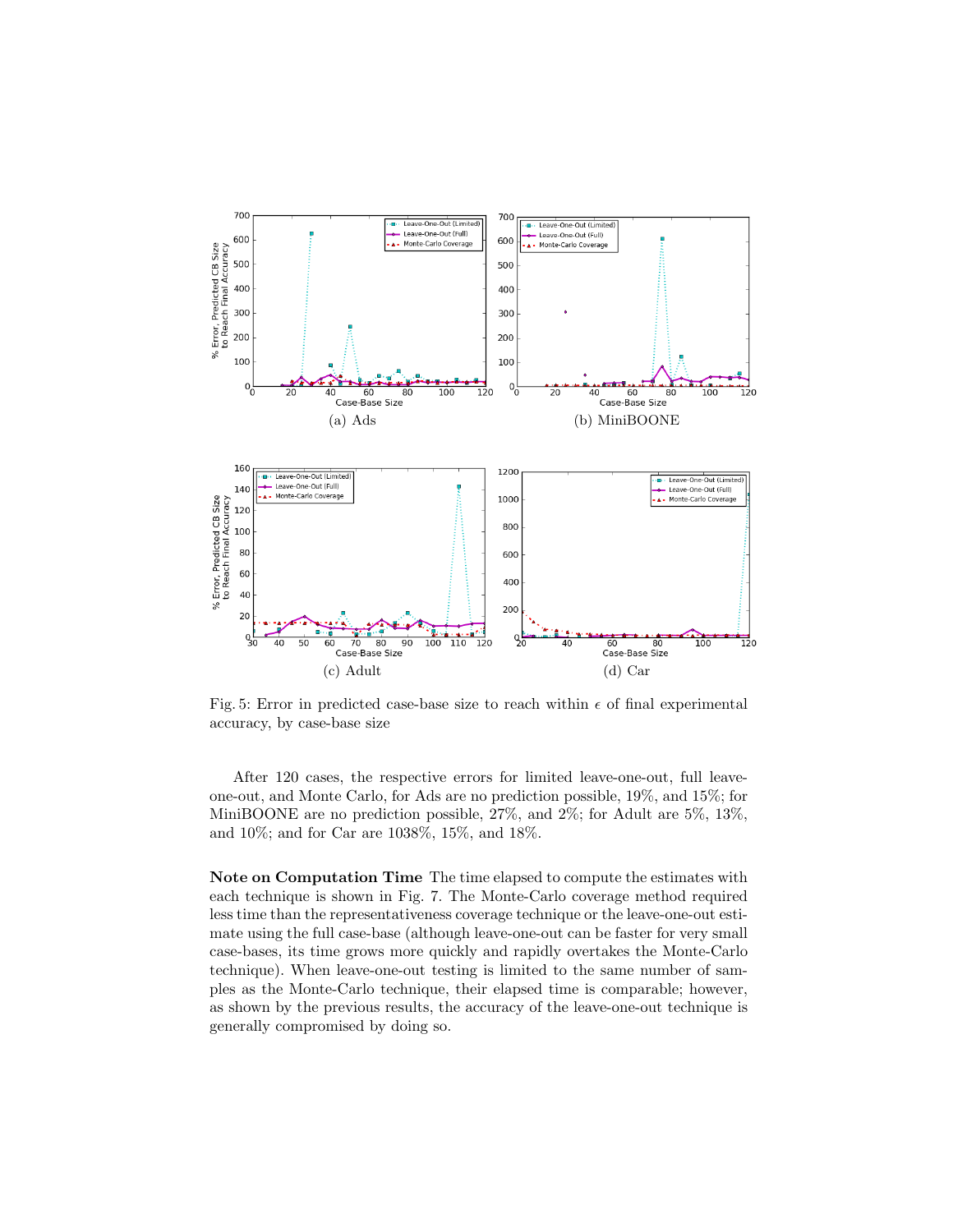(a) Ads

(b) MiniBOONE

(c) Adult

(d) Car

Fig. 5: Error in predicted case-base size to reach within $\epsilon$ of final experimental accuracy, by case-base size

After 120 cases, the respective errors for limited leave-one-out, full leave-one-out, and Monte Carlo, for Ads are no prediction possible, 19%, and 15%; for MiniBOONE are no prediction possible, 27%, and 2%; for Adult are 5%, 13%, and 10%; and for Car are 1038%, 15%, and 18%.

**Note on Computation Time** The time elapsed to compute the estimates with each technique is shown in Fig. 7. The Monte-Carlo coverage method required less time than the representativeness coverage technique or the leave-one-out estimate using the full case-base (although leave-one-out can be faster for very small case-bases, its time grows more quickly and rapidly overtakes the Monte-Carlo technique). When leave-one-out testing is limited to the same number of samples as the Monte-Carlo technique, their elapsed time is comparable; however, as shown by the previous results, the accuracy of the leave-one-out technique is generally compromised by doing so.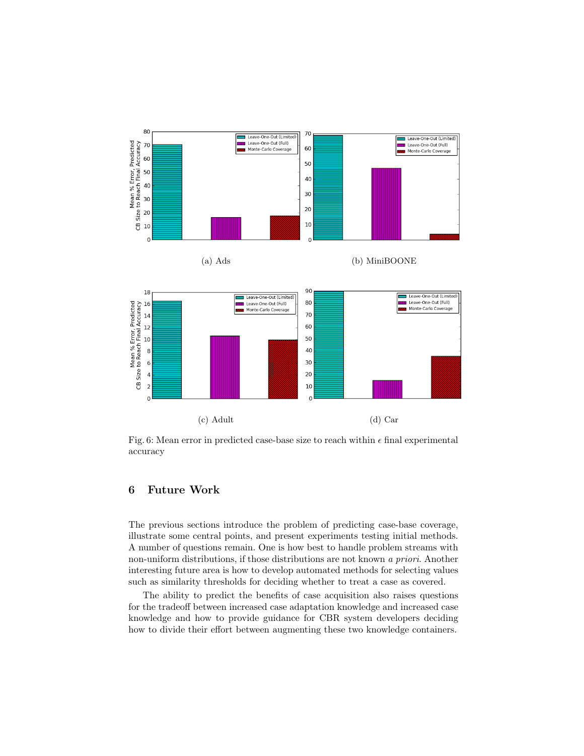(a) Ads

(b) MiniBOONE

(c) Adult

(d) Car

Fig. 6: Mean error in predicted case-base size to reach within $\epsilon$ final experimental accuracy

## 6 Future Work

The previous sections introduce the problem of predicting case-base coverage, illustrate some central points, and present experiments testing initial methods. A number of questions remain. One is how best to handle problem streams with non-uniform distributions, if those distributions are not known *a priori*. Another interesting future area is how to develop automated methods for selecting values such as similarity thresholds for deciding whether to treat a case as covered.

The ability to predict the benefits of case acquisition also raises questions for the tradeoff between increased case adaptation knowledge and increased case knowledge and how to provide guidance for CBR system developers deciding how to divide their effort between augmenting these two knowledge containers.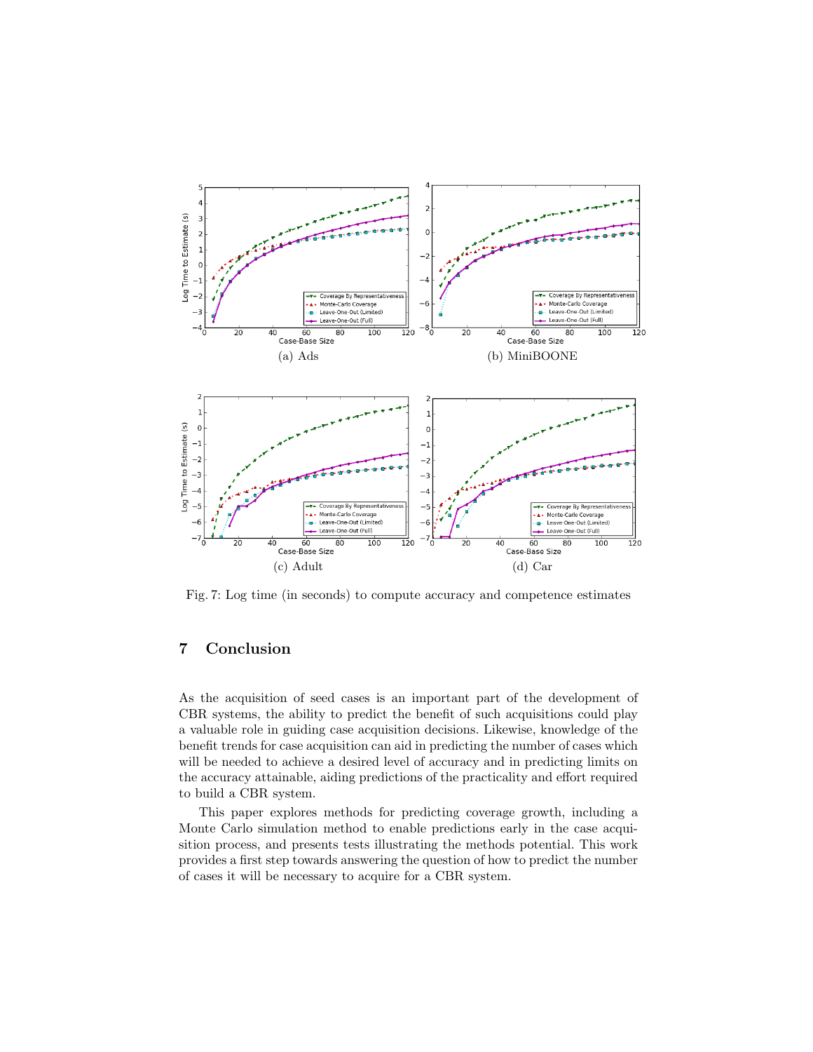(a) Ads

(b) MiniBOONE

(c) Adult

(d) Car

Fig. 7: Log time (in seconds) to compute accuracy and competence estimates

## 7 Conclusion

As the acquisition of seed cases is an important part of the development of CBR systems, the ability to predict the benefit of such acquisitions could play a valuable role in guiding case acquisition decisions. Likewise, knowledge of the benefit trends for case acquisition can aid in predicting the number of cases which will be needed to achieve a desired level of accuracy and in predicting limits on the accuracy attainable, aiding predictions of the practicality and effort required to build a CBR system.

This paper explores methods for predicting coverage growth, including a Monte Carlo simulation method to enable predictions early in the case acquisition process, and presents tests illustrating the methods potential. This work provides a first step towards answering the question of how to predict the number of cases it will be necessary to acquire for a CBR system.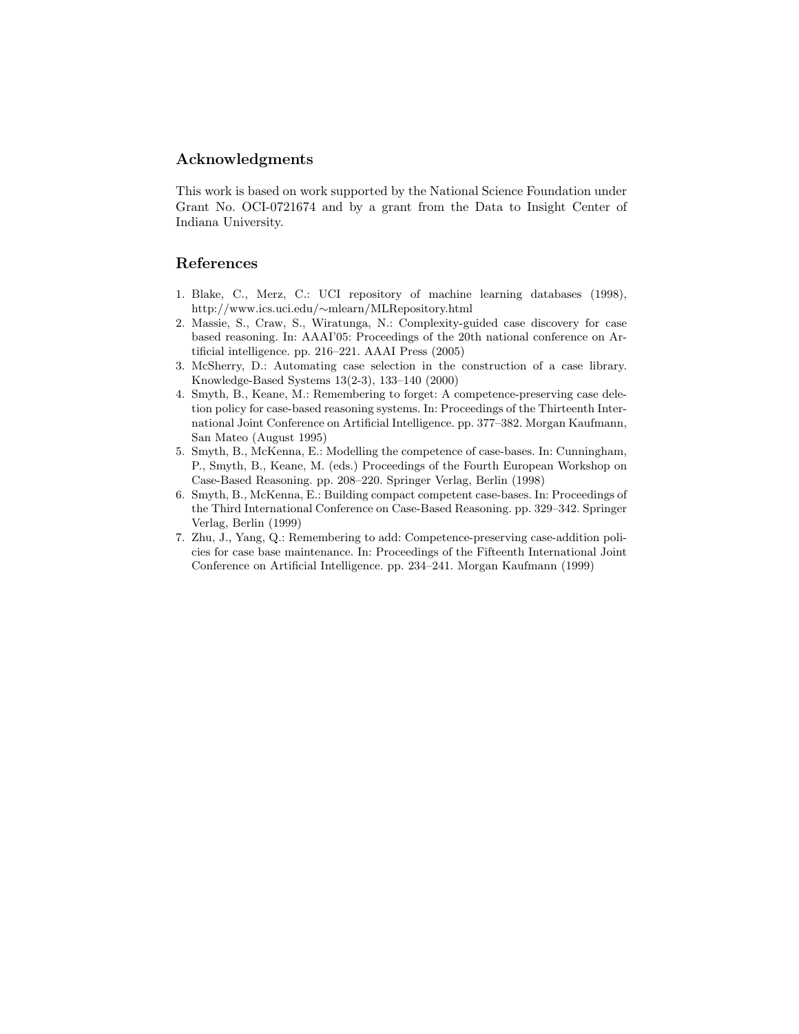## Acknowledgments

This work is based on work supported by the National Science Foundation under Grant No. OCI-0721674 and by a grant from the Data to Insight Center of Indiana University.

## References

1. Blake, C., Merz, C.: UCI repository of machine learning databases (1998), http://www.ics.uci.edu/∼mlearn/MLRepository.html
2. Massie, S., Craw, S., Wiratunga, N.: Complexity-guided case discovery for case based reasoning. In: AAAI'05: Proceedings of the 20th national conference on Artificial intelligence. pp. 216–221. AAAI Press (2005)
3. McSherry, D.: Automating case selection in the construction of a case library. Knowledge-Based Systems 13(2-3), 133–140 (2000)
4. Smyth, B., Keane, M.: Remembering to forget: A competence-preserving case deletion policy for case-based reasoning systems. In: Proceedings of the Thirteenth International Joint Conference on Artificial Intelligence. pp. 377–382. Morgan Kaufmann, San Mateo (August 1995)
5. Smyth, B., McKenna, E.: Modelling the competence of case-bases. In: Cunningham, P., Smyth, B., Keane, M. (eds.) Proceedings of the Fourth European Workshop on Case-Based Reasoning. pp. 208–220. Springer Verlag, Berlin (1998)
6. Smyth, B., McKenna, E.: Building compact competent case-bases. In: Proceedings of the Third International Conference on Case-Based Reasoning. pp. 329–342. Springer Verlag, Berlin (1999)
7. Zhu, J., Yang, Q.: Remembering to add: Competence-preserving case-addition policies for case base maintenance. In: Proceedings of the Fifteenth International Joint Conference on Artificial Intelligence. pp. 234–241. Morgan Kaufmann (1999)